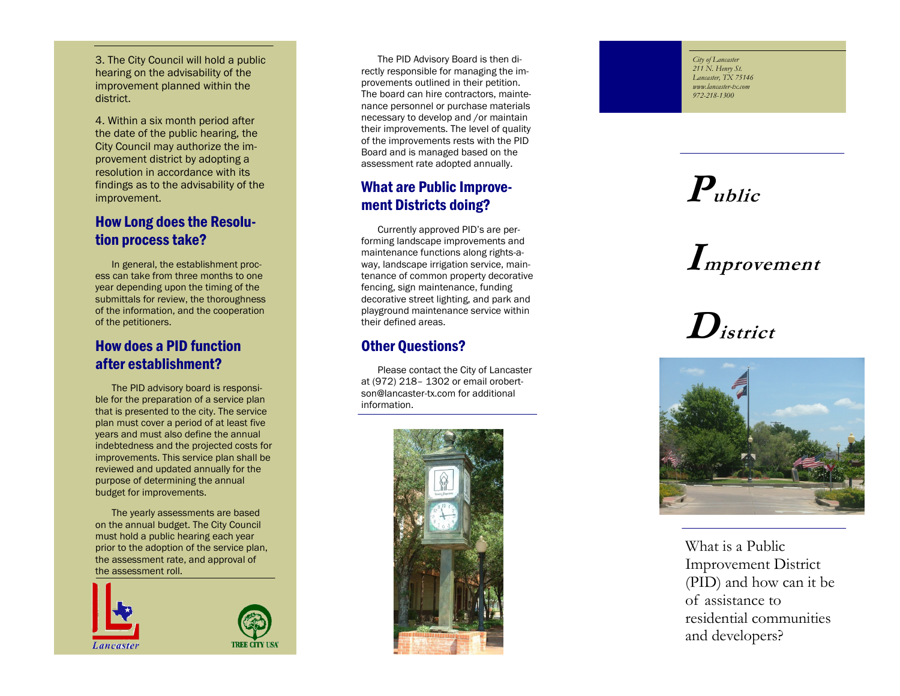3. The City Council will hold a public hearing on the advisability of the improvement planned within the district.

4. Within a six month period after the date of the public hearing, the City Council may authorize the improvement district by adopting a resolution in accordance with its findings as to the advisability of the improvement.

## How Long does the Resolution process take?

In general, the establishment process can take from three months to one year depending upon the timing of the submittals for review, the thoroughness of the information, and the cooperation of the petitioners.

## How does a PID function after establishment?

The PID advisory board is responsible for the preparation of a service plan that is presented to the city. The service plan must cover a period of at least five years and must also define the annual indebtedness and the projected costs for improvements. This service plan shall be reviewed and updated annually for the purpose of determining the annual budget for improvements.

The yearly assessments are based on the annual budget. The City Council must hold a public hearing each year prior to the adoption of the service plan, the assessment rate, and approval of the assessment roll.

Lancaster

TREE CITY USA

The PID Advisory Board is then directly responsible for managing the improvements outlined in their petition. The board can hire contractors, maintenance personnel or purchase materials necessary to develop and /or maintain their improvements. The level of quality of the improvements rests with the PID Board and is managed based on the assessment rate adopted annually.

## What are Public Improvement Districts doing?

Currently approved PID's are performing landscape improvements and maintenance functions along rights-a-way, landscape irrigation service, maintenance of common property decorative fencing, sign maintenance, funding decorative street lighting, and park and playground maintenance service within their defined areas.

## Other Questions?

Please contact the City of Lancaster at (972) 218– 1302 or email orobertson@lancaster-tx.com for additional information.

*City of Lancaster*
*211 N. Henry St.*
*Lancaster, TX 75146*
*www.lancaster-tx.com*
*972-218-1300*

# ***Public Improvement District***

What is a Public Improvement District (PID) and how can it be of assistance to residential communities and developers?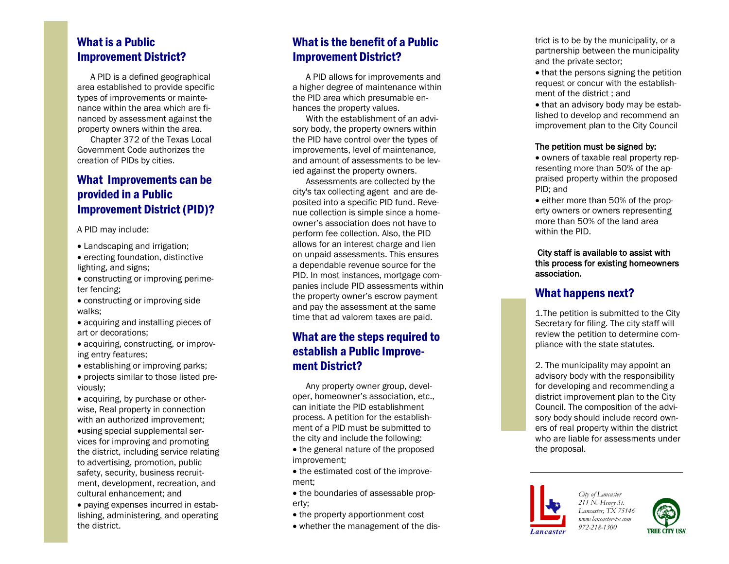## What is a Public Improvement District?

A PID is a defined geographical area established to provide specific types of improvements or maintenance within the area which are financed by assessment against the property owners within the area.

Chapter 372 of the Texas Local Government Code authorizes the creation of PIDs by cities.

## What Improvements can be provided in a Public Improvement District (PID)?

A PID may include:

- Landscaping and irrigation;
- erecting foundation, distinctive lighting, and signs;
- constructing or improving perimeter fencing;
- constructing or improving side walks;
- acquiring and installing pieces of art or decorations;
- acquiring, constructing, or improving entry features;
- establishing or improving parks;
- projects similar to those listed previously;
- acquiring, by purchase or otherwise, Real property in connection with an authorized improvement;
- using special supplemental services for improving and promoting the district, including service relating to advertising, promotion, public safety, security, business recruitment, development, recreation, and cultural enhancement; and
- paying expenses incurred in establishing, administering, and operating the district.

## What is the benefit of a Public Improvement District?

A PID allows for improvements and a higher degree of maintenance within the PID area which presumable enhances the property values.

With the establishment of an advisory body, the property owners within the PID have control over the types of improvements, level of maintenance, and amount of assessments to be levied against the property owners.

Assessments are collected by the city's tax collecting agent and are deposited into a specific PID fund. Revenue collection is simple since a homeowner's association does not have to perform fee collection. Also, the PID allows for an interest charge and lien on unpaid assessments. This ensures a dependable revenue source for the PID. In most instances, mortgage companies include PID assessments within the property owner's escrow payment and pay the assessment at the same time that ad valorem taxes are paid.

## What are the steps required to establish a Public Improvement District?

Any property owner group, developer, homeowner's association, etc., can initiate the PID establishment process. A petition for the establishment of a PID must be submitted to the city and include the following:

- the general nature of the proposed improvement;
- the estimated cost of the improvement;
- the boundaries of assessable property;
- the property apportionment cost
- whether the management of the district is to be by the municipality, or a partnership between the municipality and the private sector;
- that the persons signing the petition request or concur with the establishment of the district ; and
- that an advisory body may be established to develop and recommend an improvement plan to the City Council

**The petition must be signed by:**

- owners of taxable real property representing more than 50% of the appraised property within the proposed PID; and
- either more than 50% of the property owners or owners representing more than 50% of the land area within the PID.

**City staff is available to assist with this process for existing homeowners association.**

## What happens next?

1.The petition is submitted to the City Secretary for filing. The city staff will review the petition to determine compliance with the state statutes.

2. The municipality may appoint an advisory body with the responsibility for developing and recommending a district improvement plan to the City Council. The composition of the advisory body should include record owners of real property within the district who are liable for assessments under the proposal.

---

Lancaster

*City of Lancaster*
*211 N. Henry St.*
*Lancaster, TX 75146*
*www.lancaster-tx.com*
*972-218-1300*

TREE CITY USA